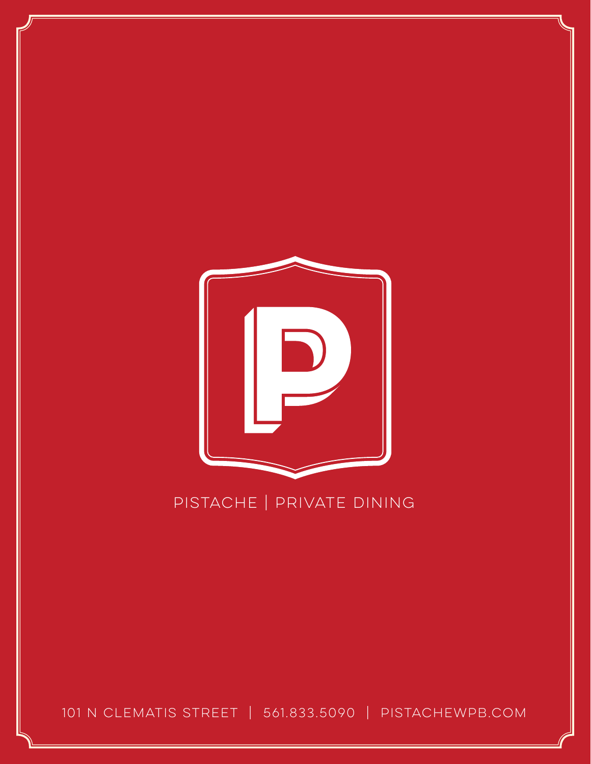# PISTACHE | PRIVATE DINING

101 N CLEMATIS STREET | 561.833.5090 | PISTACHEWPB.COM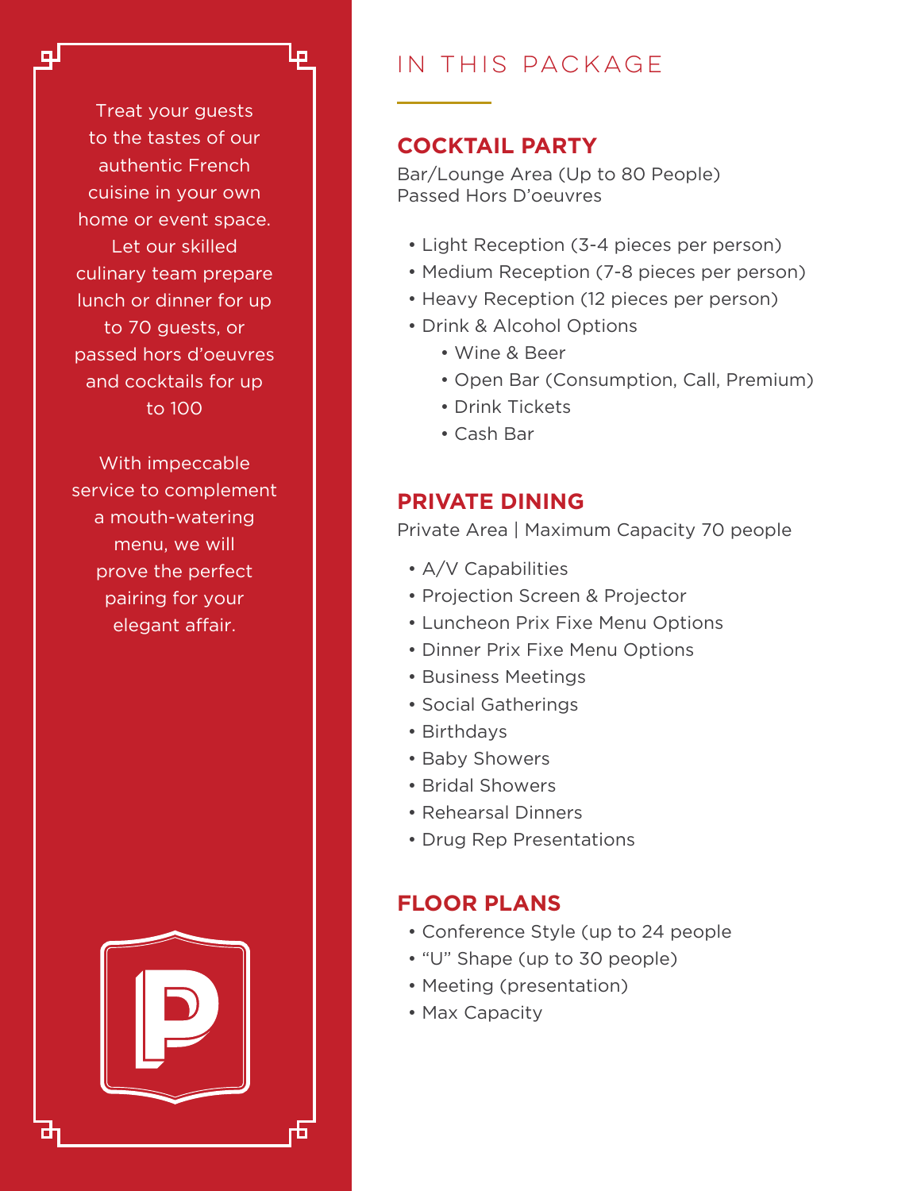Treat your guests to the tastes of our authentic French cuisine in your own home or event space. Let our skilled culinary team prepare lunch or dinner for up to 70 guests, or passed hors d'oeuvres and cocktails for up to 100

With impeccable service to complement a mouth-watering menu, we will prove the perfect pairing for your elegant affair.

# IN THIS PACKAGE

## COCKTAIL PARTY

Bar/Lounge Area (Up to 80 People)
Passed Hors D'oeuvres

- Light Reception (3-4 pieces per person)
- Medium Reception (7-8 pieces per person)
- Heavy Reception (12 pieces per person)
- Drink & Alcohol Options
  - Wine & Beer
  - Open Bar (Consumption, Call, Premium)
  - Drink Tickets
  - Cash Bar

## PRIVATE DINING

Private Area | Maximum Capacity 70 people

- A/V Capabilities
- Projection Screen & Projector
- Luncheon Prix Fixe Menu Options
- Dinner Prix Fixe Menu Options
- Business Meetings
- Social Gatherings
- Birthdays
- Baby Showers
- Bridal Showers
- Rehearsal Dinners
- Drug Rep Presentations

## FLOOR PLANS

- Conference Style (up to 24 people
- "U" Shape (up to 30 people)
- Meeting (presentation)
- Max Capacity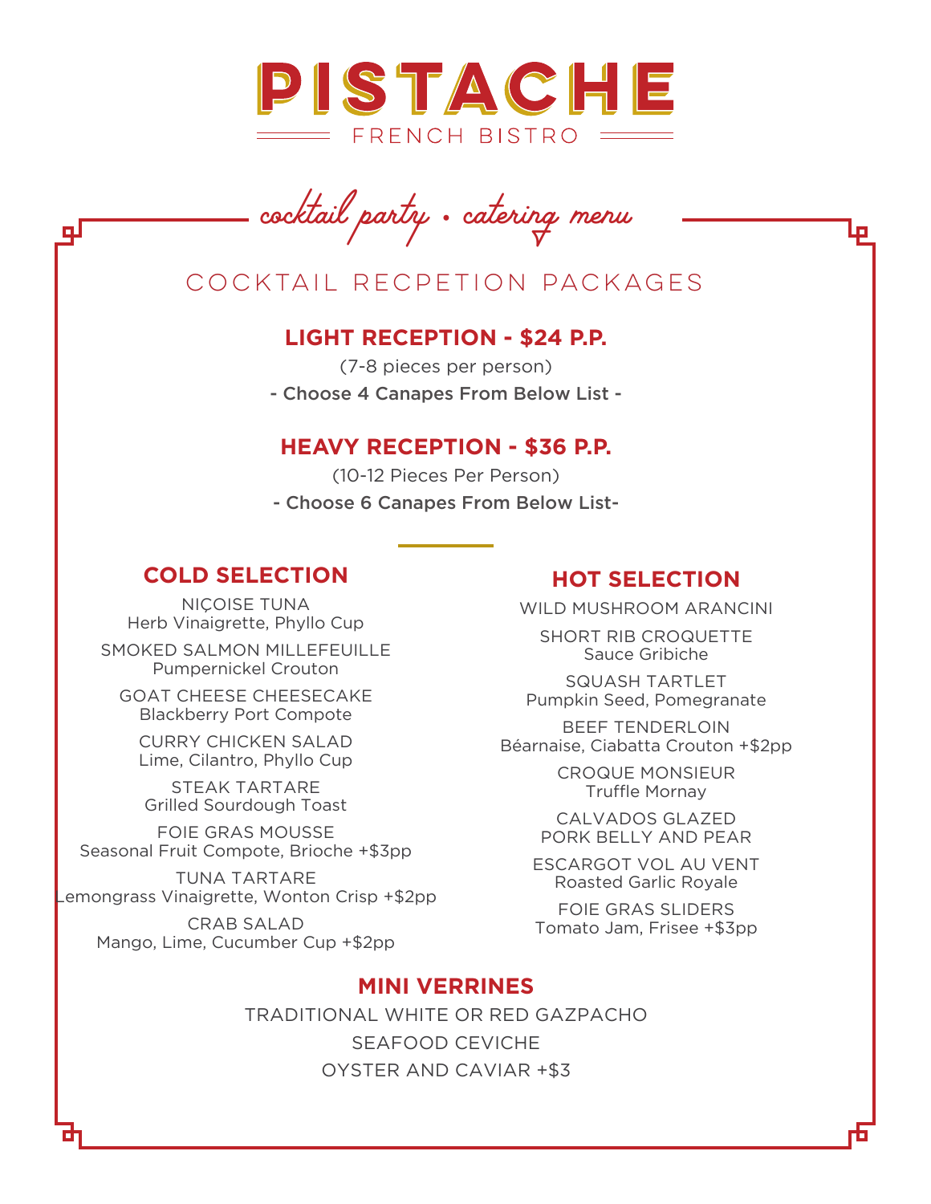# PISTACHE

FRENCH BISTRO

*cocktail party • catering menu*

## COCKTAIL RECPETION PACKAGES

### LIGHT RECEPTION - $24 P.P.

(7-8 pieces per person)

**- Choose 4 Canapes From Below List -**

### HEAVY RECEPTION - $36 P.P.

(10-12 Pieces Per Person)

**- Choose 6 Canapes From Below List-**

### COLD SELECTION

NIÇOISE TUNA
Herb Vinaigrette, Phyllo Cup

SMOKED SALMON MILLEFEUILLE
Pumpernickel Crouton

GOAT CHEESE CHEESECAKE
Blackberry Port Compote

CURRY CHICKEN SALAD
Lime, Cilantro, Phyllo Cup

STEAK TARTARE
Grilled Sourdough Toast

FOIE GRAS MOUSSE
Seasonal Fruit Compote, Brioche +$3pp

TUNA TARTARE
Lemongrass Vinaigrette, Wonton Crisp +$2pp

CRAB SALAD
Mango, Lime, Cucumber Cup +$2pp

### HOT SELECTION

WILD MUSHROOM ARANCINI

SHORT RIB CROQUETTE
Sauce Gribiche

SQUASH TARTLET
Pumpkin Seed, Pomegranate

BEEF TENDERLOIN
Béarnaise, Ciabatta Crouton +$2pp

CROQUE MONSIEUR
Truffle Mornay

CALVADOS GLAZED
PORK BELLY AND PEAR

ESCARGOT VOL AU VENT
Roasted Garlic Royale

FOIE GRAS SLIDERS
Tomato Jam, Frisee +$3pp

### MINI VERRINES

TRADITIONAL WHITE OR RED GAZPACHO

SEAFOOD CEVICHE

OYSTER AND CAVIAR +$3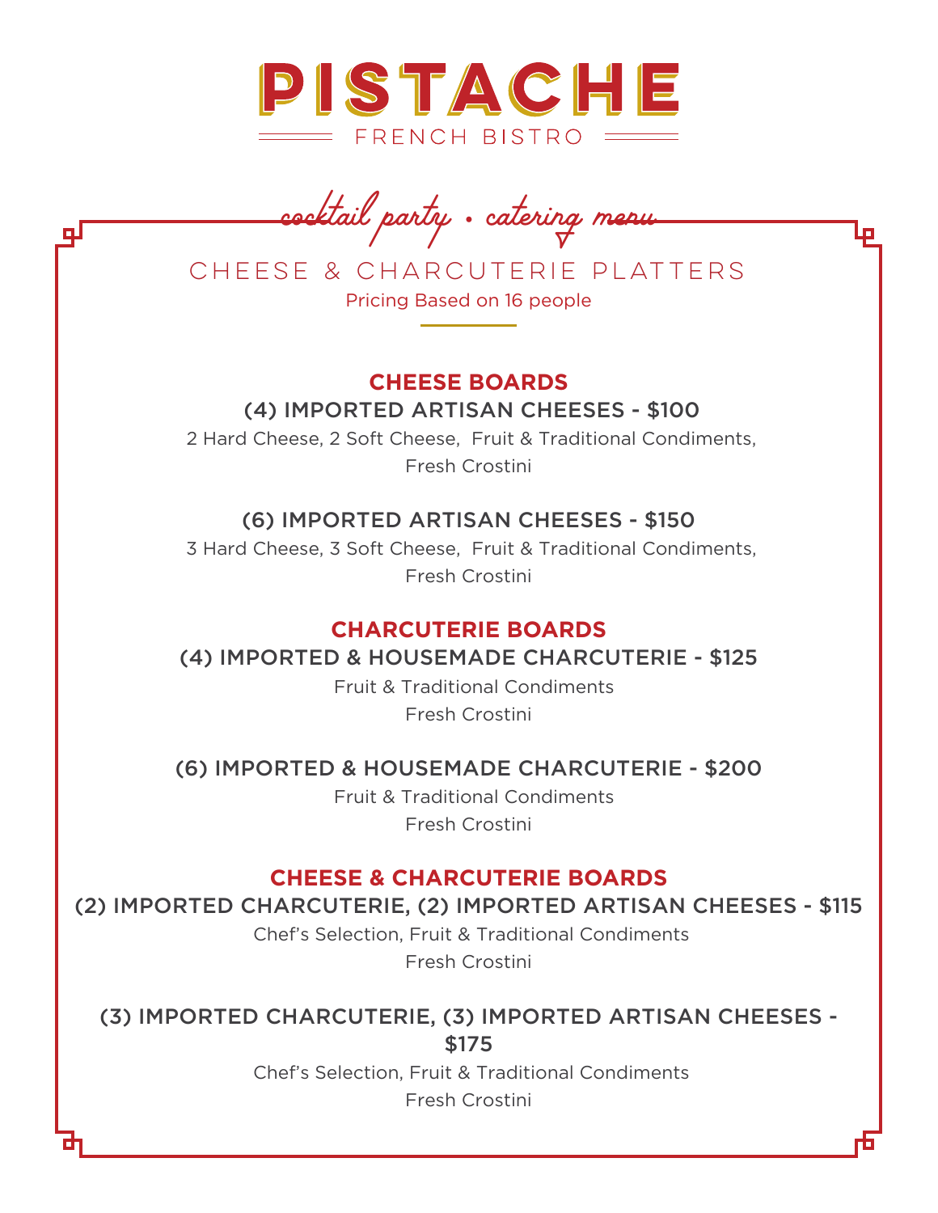# PISTACHE

FRENCH BISTRO

*cocktail party • catering menu*

## CHEESE & CHARCUTERIE PLATTERS

Pricing Based on 16 people

### CHEESE BOARDS

**(4) IMPORTED ARTISAN CHEESES - $100**

2 Hard Cheese, 2 Soft Cheese, Fruit & Traditional Condiments,
Fresh Crostini

**(6) IMPORTED ARTISAN CHEESES - $150**

3 Hard Cheese, 3 Soft Cheese, Fruit & Traditional Condiments,
Fresh Crostini

### CHARCUTERIE BOARDS

**(4) IMPORTED & HOUSEMADE CHARCUTERIE - $125**

Fruit & Traditional Condiments
Fresh Crostini

**(6) IMPORTED & HOUSEMADE CHARCUTERIE - $200**

Fruit & Traditional Condiments
Fresh Crostini

### CHEESE & CHARCUTERIE BOARDS

**(2) IMPORTED CHARCUTERIE, (2) IMPORTED ARTISAN CHEESES - $115**

Chef's Selection, Fruit & Traditional Condiments
Fresh Crostini

**(3) IMPORTED CHARCUTERIE, (3) IMPORTED ARTISAN CHEESES - $175**

Chef's Selection, Fruit & Traditional Condiments
Fresh Crostini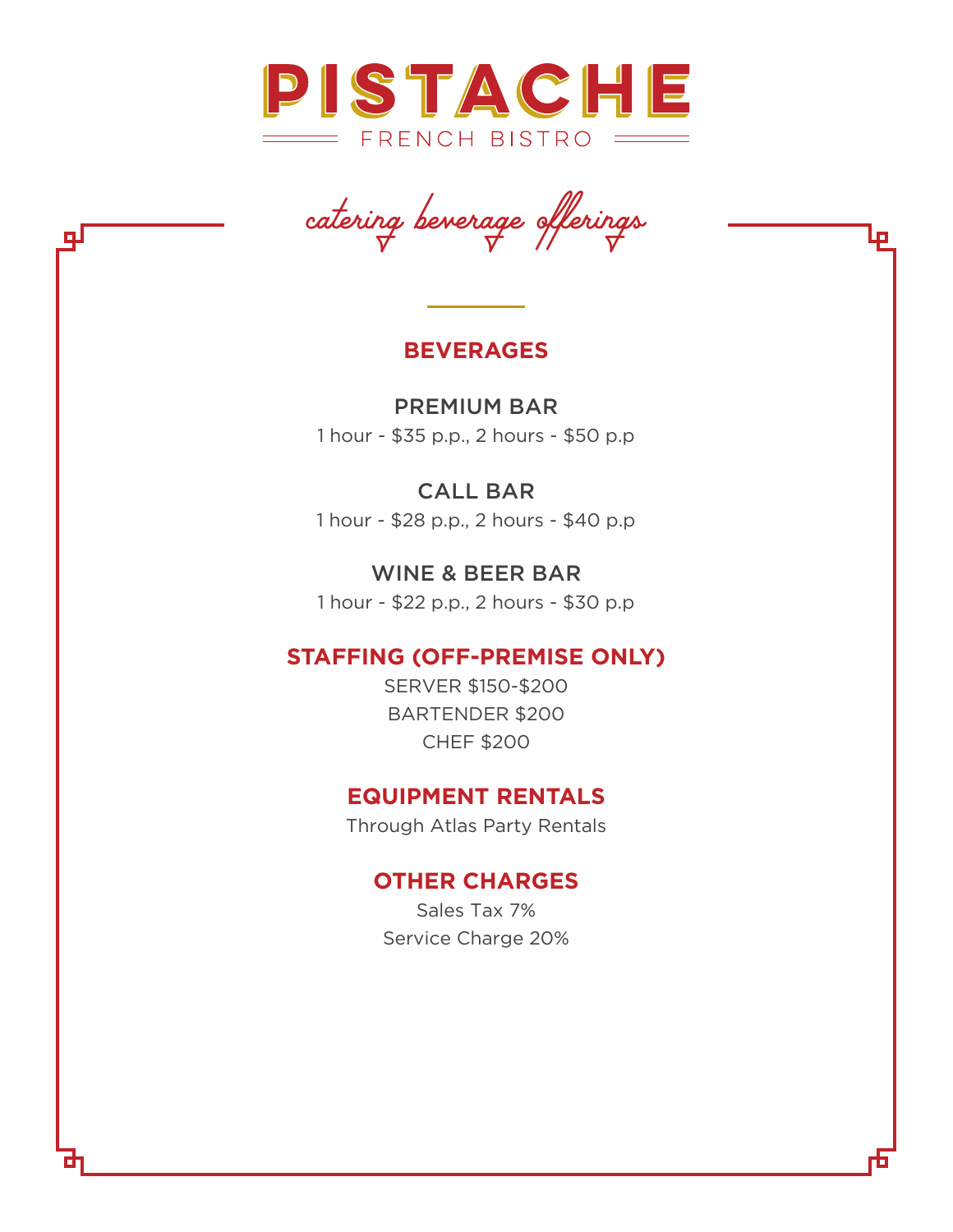# PISTACHE

FRENCH BISTRO

*catering beverage offerings*

## BEVERAGES

### PREMIUM BAR

1 hour - $35 p.p., 2 hours - $50 p.p

### CALL BAR

1 hour - $28 p.p., 2 hours - $40 p.p

### WINE & BEER BAR

1 hour - $22 p.p., 2 hours - $30 p.p

## STAFFING (OFF-PREMISE ONLY)

SERVER $150-$200

BARTENDER $200

CHEF $200

## EQUIPMENT RENTALS

Through Atlas Party Rentals

## OTHER CHARGES

Sales Tax 7%

Service Charge 20%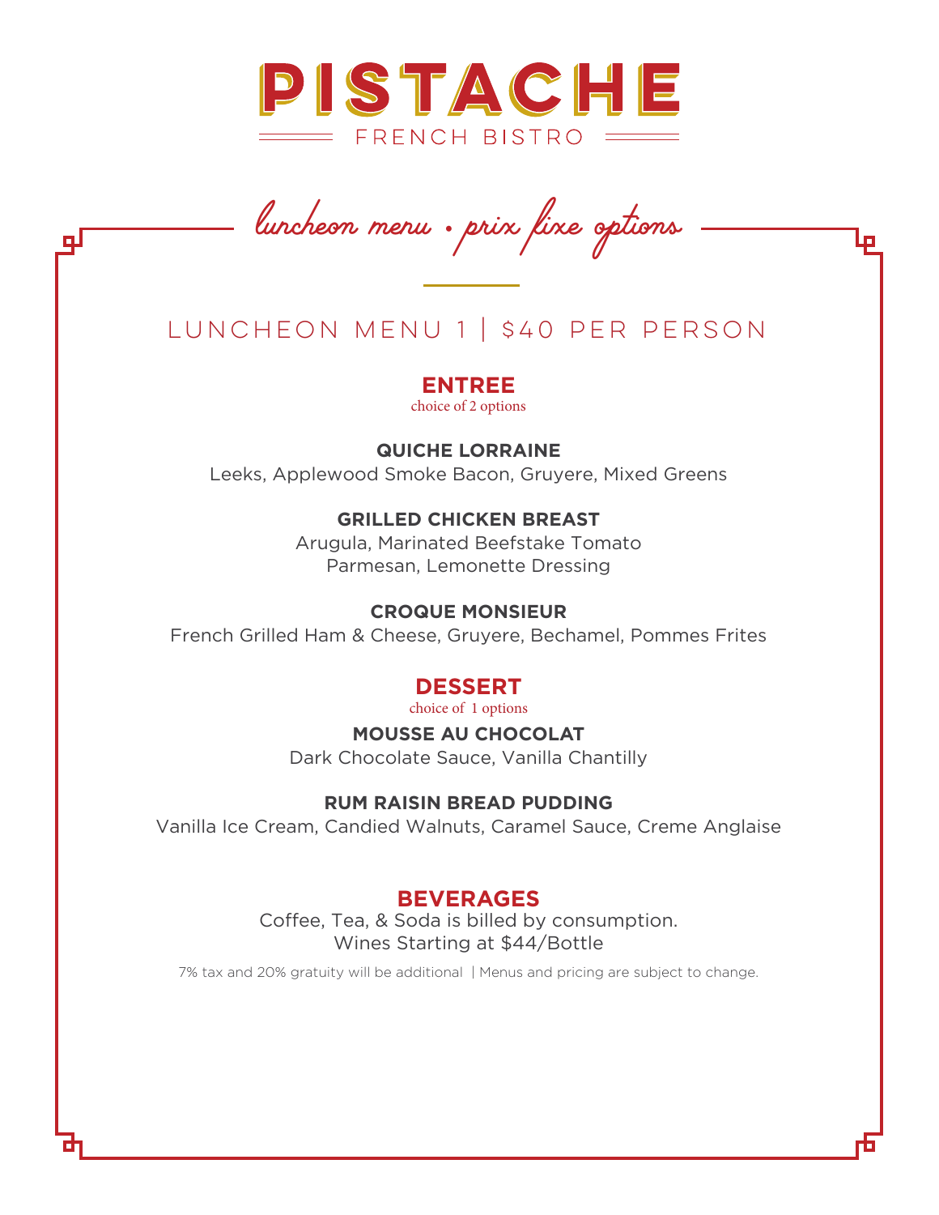# PISTACHE

FRENCH BISTRO

*luncheon menu • prix fixe options*

## LUNCHEON MENU 1 | $40 PER PERSON

### ENTREE

choice of 2 options

**QUICHE LORRAINE**
Leeks, Applewood Smoke Bacon, Gruyere, Mixed Greens

**GRILLED CHICKEN BREAST**
Arugula, Marinated Beefstake Tomato
Parmesan, Lemonette Dressing

**CROQUE MONSIEUR**
French Grilled Ham & Cheese, Gruyere, Bechamel, Pommes Frites

### DESSERT

choice of 1 options

**MOUSSE AU CHOCOLAT**
Dark Chocolate Sauce, Vanilla Chantilly

**RUM RAISIN BREAD PUDDING**
Vanilla Ice Cream, Candied Walnuts, Caramel Sauce, Creme Anglaise

### BEVERAGES

Coffee, Tea, & Soda is billed by consumption.
Wines Starting at $44/Bottle

7% tax and 20% gratuity will be additional | Menus and pricing are subject to change.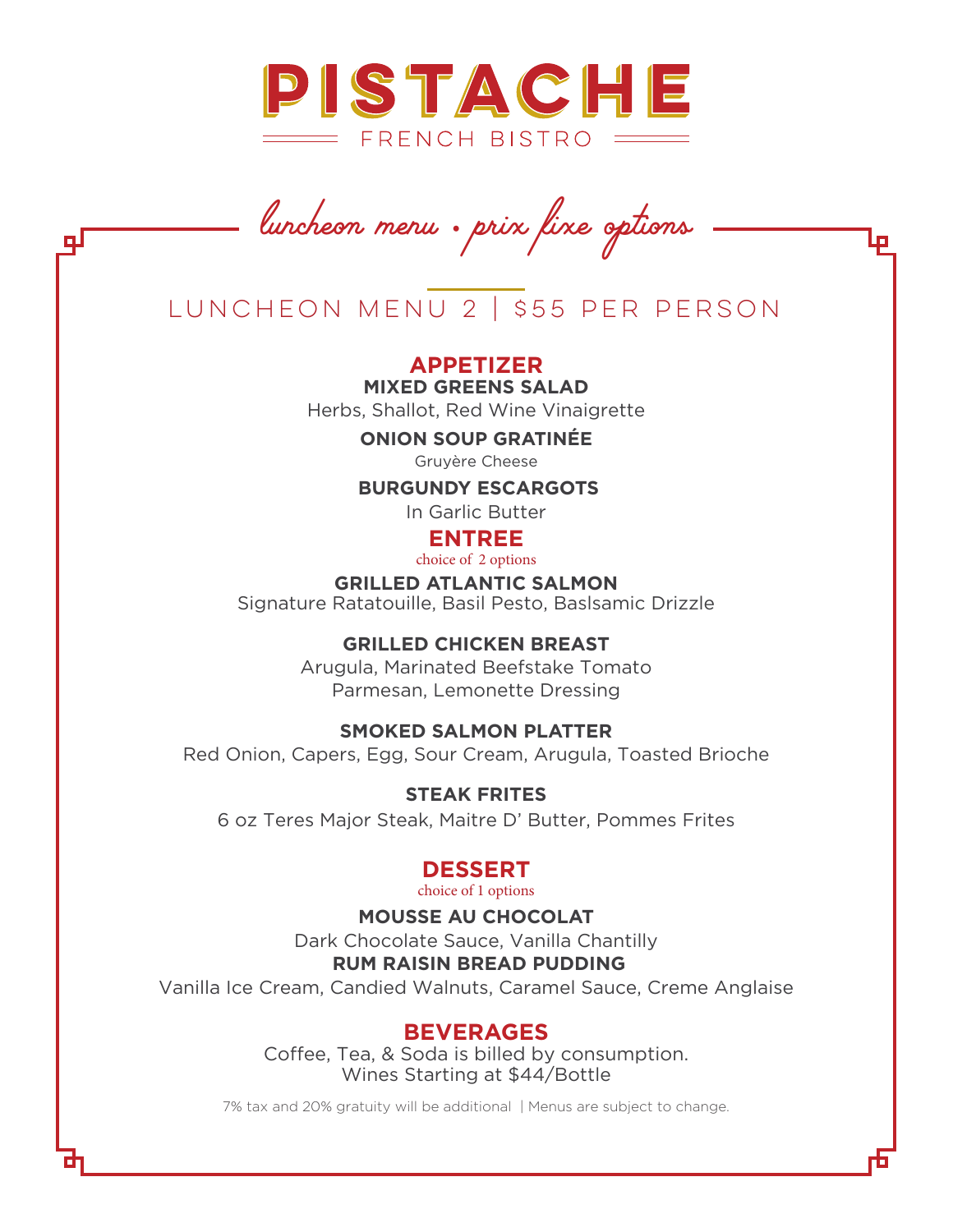# PISTACHE

FRENCH BISTRO

*luncheon menu • prix fixe options*

## LUNCHEON MENU 2 | $55 PER PERSON

### APPETIZER

**MIXED GREENS SALAD**
Herbs, Shallot, Red Wine Vinaigrette

**ONION SOUP GRATINÉE**
Gruyère Cheese

**BURGUNDY ESCARGOTS**
In Garlic Butter

### ENTREE

choice of 2 options

**GRILLED ATLANTIC SALMON**
Signature Ratatouille, Basil Pesto, Baslsamic Drizzle

**GRILLED CHICKEN BREAST**
Arugula, Marinated Beefstake Tomato
Parmesan, Lemonette Dressing

**SMOKED SALMON PLATTER**
Red Onion, Capers, Egg, Sour Cream, Arugula, Toasted Brioche

**STEAK FRITES**
6 oz Teres Major Steak, Maitre D' Butter, Pommes Frites

### DESSERT

choice of 1 options

**MOUSSE AU CHOCOLAT**
Dark Chocolate Sauce, Vanilla Chantilly

**RUM RAISIN BREAD PUDDING**
Vanilla Ice Cream, Candied Walnuts, Caramel Sauce, Creme Anglaise

### BEVERAGES

Coffee, Tea, & Soda is billed by consumption.
Wines Starting at $44/Bottle

7% tax and 20% gratuity will be additional | Menus are subject to change.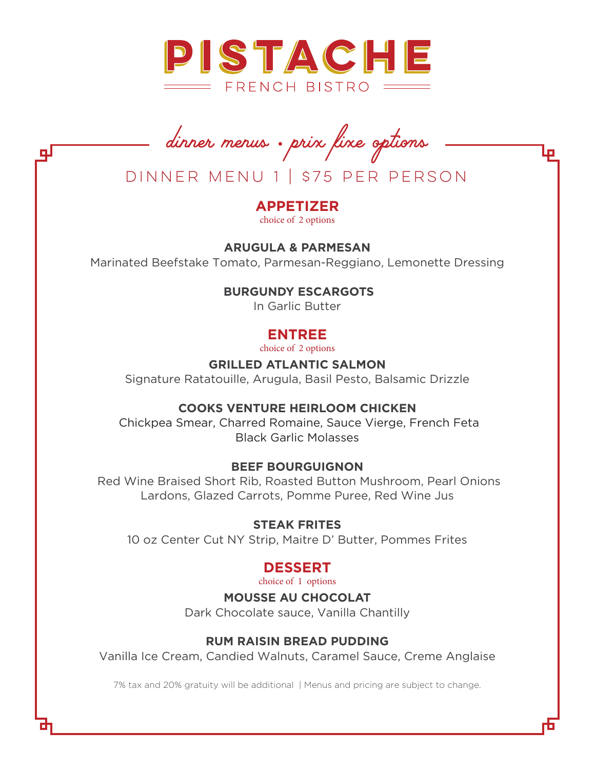# PISTACHE

FRENCH BISTRO

*dinner menus • prix fixe options*

## DINNER MENU 1 | $75 PER PERSON

### APPETIZER

choice of 2 options

**ARUGULA & PARMESAN**

Marinated Beefstake Tomato, Parmesan-Reggiano, Lemonette Dressing

**BURGUNDY ESCARGOTS**

In Garlic Butter

### ENTREE

choice of 2 options

**GRILLED ATLANTIC SALMON**

Signature Ratatouille, Arugula, Basil Pesto, Balsamic Drizzle

**COOKS VENTURE HEIRLOOM CHICKEN**

Chickpea Smear, Charred Romaine, Sauce Vierge, French Feta
Black Garlic Molasses

**BEEF BOURGUIGNON**

Red Wine Braised Short Rib, Roasted Button Mushroom, Pearl Onions
Lardons, Glazed Carrots, Pomme Puree, Red Wine Jus

**STEAK FRITES**

10 oz Center Cut NY Strip, Maitre D' Butter, Pommes Frites

### DESSERT

choice of 1 options

**MOUSSE AU CHOCOLAT**

Dark Chocolate sauce, Vanilla Chantilly

**RUM RAISIN BREAD PUDDING**

Vanilla Ice Cream, Candied Walnuts, Caramel Sauce, Creme Anglaise

7% tax and 20% gratuity will be additional | Menus and pricing are subject to change.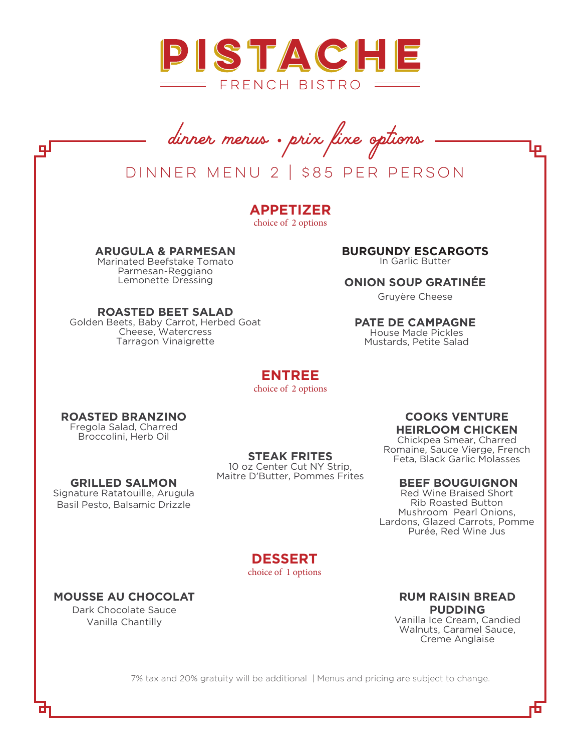# PISTACHE

FRENCH BISTRO

*dinner menus • prix fixe options*

## DINNER MENU 2 | $85 PER PERSON

### APPETIZER

choice of 2 options

**ARUGULA & PARMESAN**
Marinated Beefstake Tomato
Parmesan-Reggiano
Lemonette Dressing

**ROASTED BEET SALAD**
Golden Beets, Baby Carrot, Herbed Goat Cheese, Watercress
Tarragon Vinaigrette

**BURGUNDY ESCARGOTS**
In Garlic Butter

**ONION SOUP GRATINÉE**
Gruyère Cheese

**PATE DE CAMPAGNE**
House Made Pickles
Mustards, Petite Salad

### ENTREE

choice of 2 options

**ROASTED BRANZINO**
Fregola Salad, Charred Broccolini, Herb Oil

**GRILLED SALMON**
Signature Ratatouille, Arugula
Basil Pesto, Balsamic Drizzle

**STEAK FRITES**
10 oz Center Cut NY Strip,
Maitre D'Butter, Pommes Frites

**COOKS VENTURE HEIRLOOM CHICKEN**
Chickpea Smear, Charred Romaine, Sauce Vierge, French Feta, Black Garlic Molasses

**BEEF BOUGUIGNON**
Red Wine Braised Short Rib Roasted Button Mushroom Pearl Onions, Lardons, Glazed Carrots, Pomme Purée, Red Wine Jus

### DESSERT

choice of 1 options

**MOUSSE AU CHOCOLAT**
Dark Chocolate Sauce
Vanilla Chantilly

**RUM RAISIN BREAD PUDDING**
Vanilla Ice Cream, Candied Walnuts, Caramel Sauce,
Creme Anglaise

7% tax and 20% gratuity will be additional | Menus and pricing are subject to change.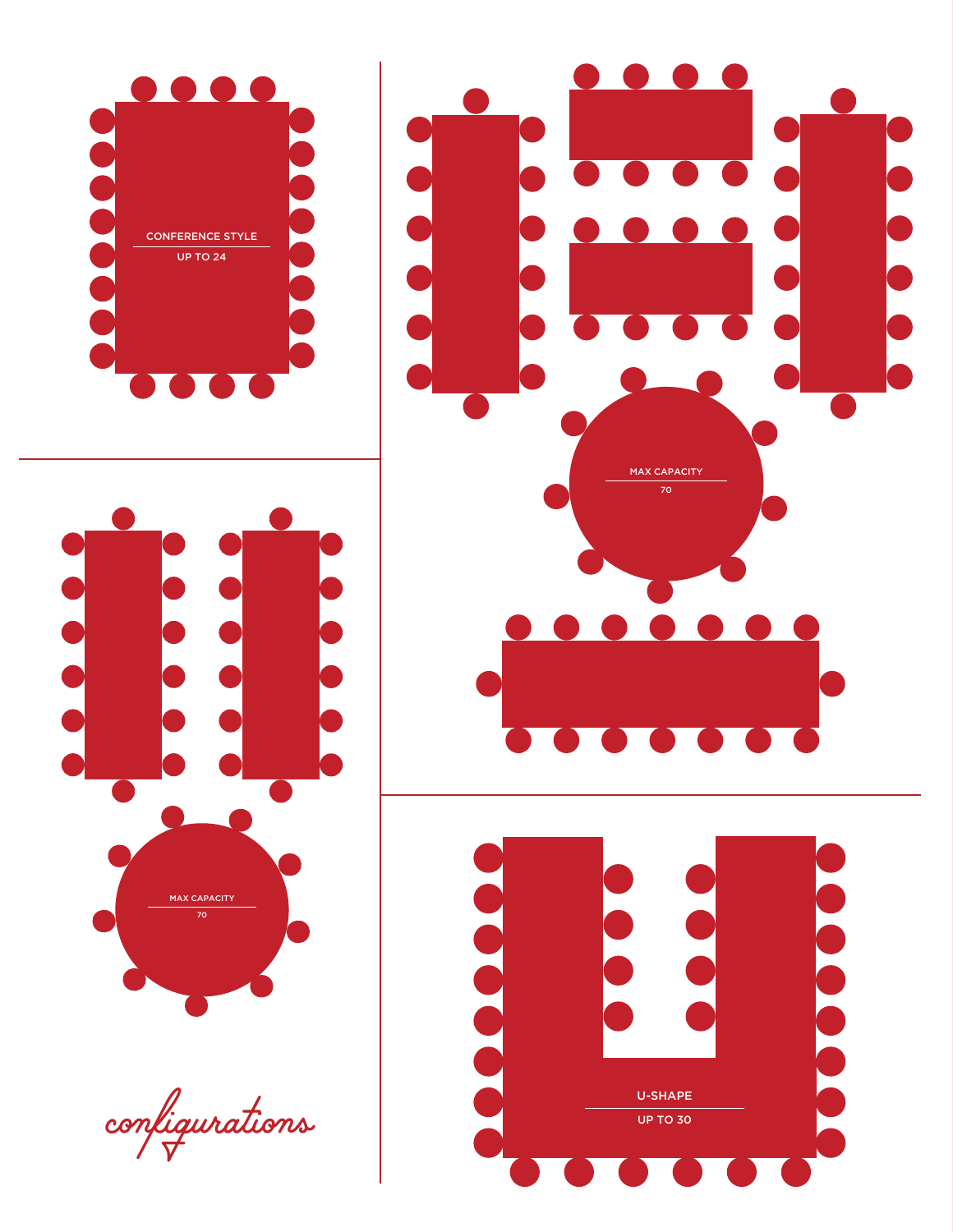CONFERENCE STYLE

UP TO 24

MAX CAPACITY

70

MAX CAPACITY

70

U-SHAPE

UP TO 30

*configurations*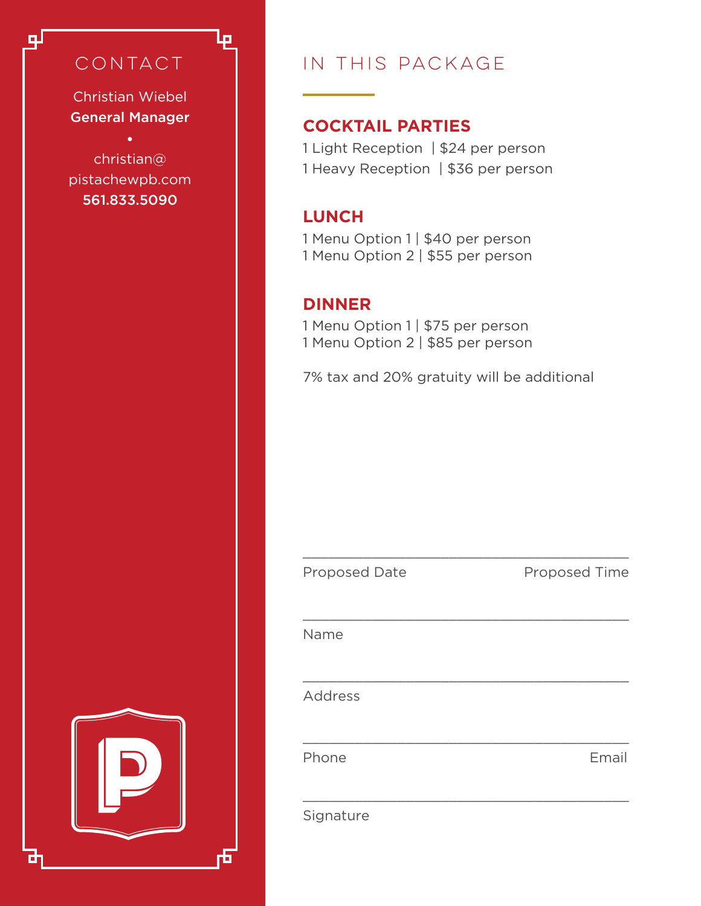## CONTACT

Christian Wiebel
**General Manager**

•

christian@
pistachewpb.com
**561.833.5090**

## IN THIS PACKAGE

### COCKTAIL PARTIES

1 Light Reception | $24 per person
1 Heavy Reception | $36 per person

### LUNCH

1 Menu Option 1 | $40 per person
1 Menu Option 2 | $55 per person

### DINNER

1 Menu Option 1 | $75 per person
1 Menu Option 2 | $85 per person

7% tax and 20% gratuity will be additional

___________________________________________
Proposed Date Proposed Time

___________________________________________
Name

___________________________________________
Address

___________________________________________
Phone Email

___________________________________________
Signature